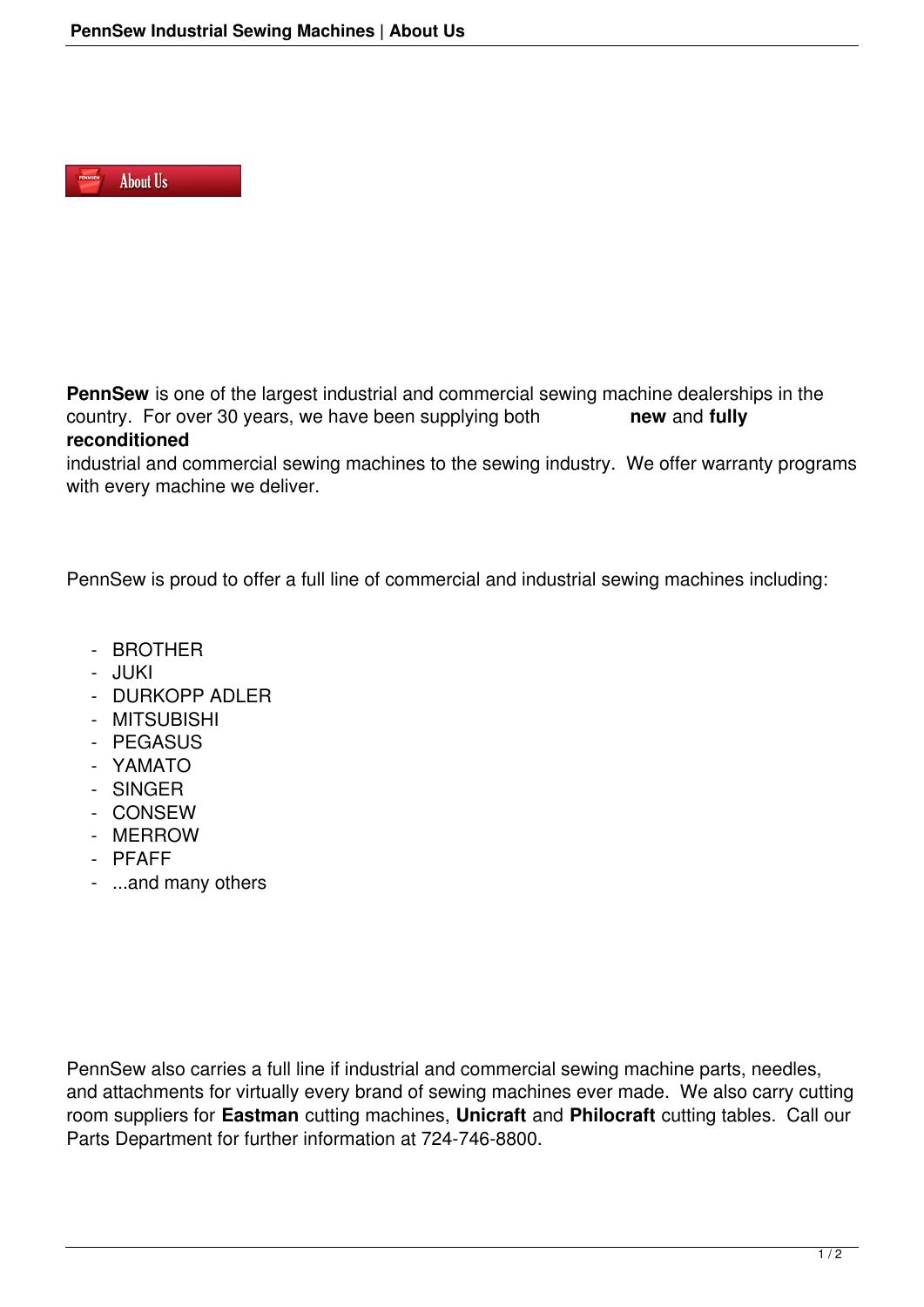# About Us

**PennSew** is one of the largest industrial and commercial sewing machine dealerships in the country. For over 30 years, we have been supplying both **new** and **fully reconditioned** industrial and commercial sewing machines to the sewing industry. We offer warranty programs with every machine we deliver.

PennSew is proud to offer a full line of commercial and industrial sewing machines including:

- BROTHER
- JUKI
- DURKOPP ADLER
- MITSUBISHI
- PEGASUS
- YAMATO
- SINGER
- CONSEW
- MERROW
- PFAFF
- ...and many others

PennSew also carries a full line if industrial and commercial sewing machine parts, needles, and attachments for virtually every brand of sewing machines ever made. We also carry cutting room suppliers for **Eastman** cutting machines, **Unicraft** and **Philocraft** cutting tables. Call our Parts Department for further information at 724-746-8800.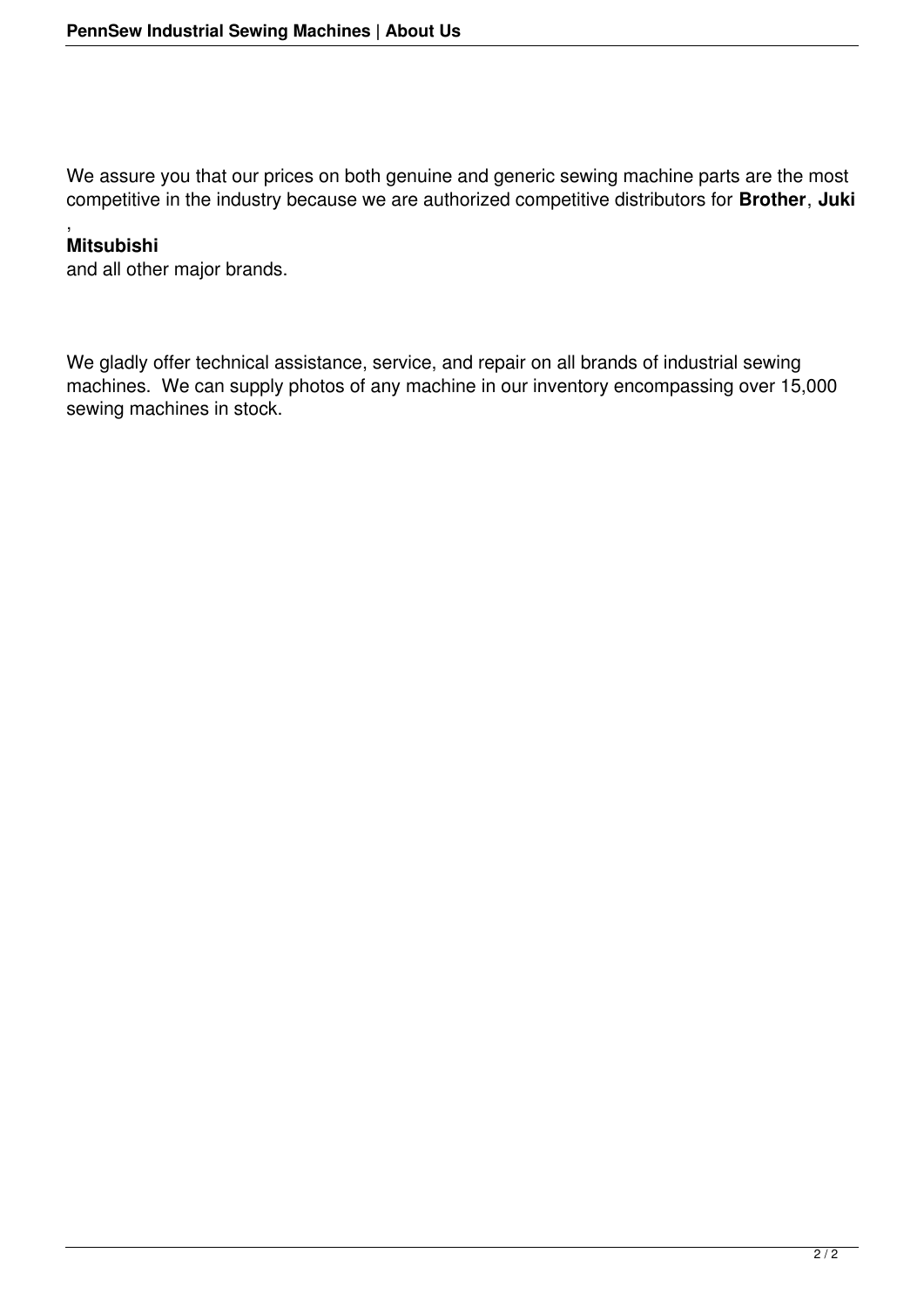We assure you that our prices on both genuine and generic sewing machine parts are the most competitive in the industry because we are authorized competitive distributors for **Brother**, **Juki**, **Mitsubishi** and all other major brands.

We gladly offer technical assistance, service, and repair on all brands of industrial sewing machines. We can supply photos of any machine in our inventory encompassing over 15,000 sewing machines in stock.